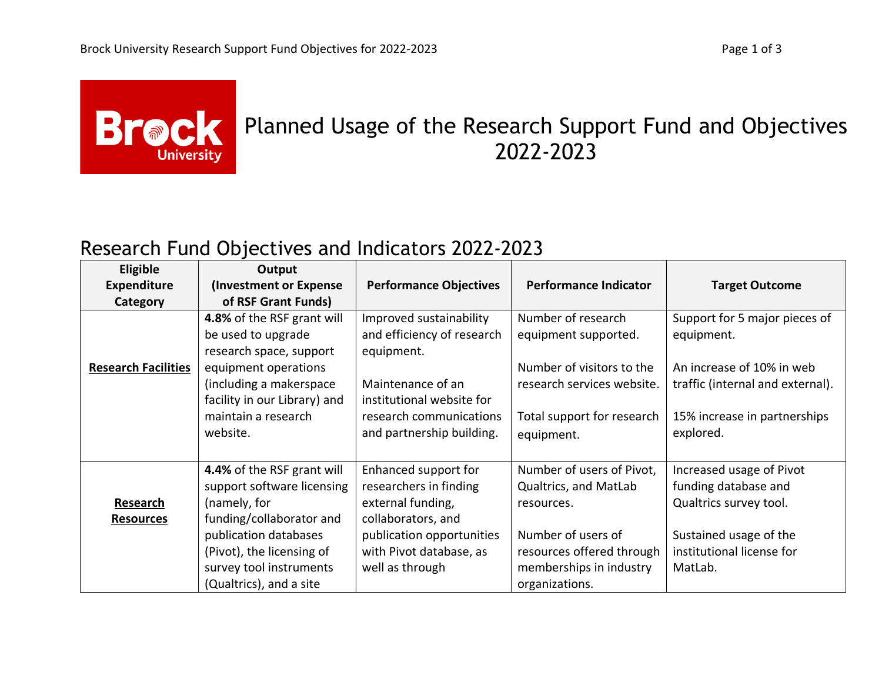# Planned Usage of the Research Support Fund and Objectives 2022-2023

## Research Fund Objectives and Indicators 2022-2023

| Eligible Expenditure Category | Output (Investment or Expense of RSF Grant Funds) | Performance Objectives | Performance Indicator | Target Outcome |
|---|---|---|---|---|
| **Research Facilities** | **4.8%** of the RSF grant will be used to upgrade research space, support equipment operations (including a makerspace facility in our Library) and maintain a research website. | Improved sustainability and efficiency of research equipment.<br><br>Maintenance of an institutional website for research communications and partnership building. | Number of research equipment supported.<br><br>Number of visitors to the research services website.<br><br>Total support for research equipment. | Support for 5 major pieces of equipment.<br><br>An increase of 10% in web traffic (internal and external).<br><br>15% increase in partnerships explored. |
| **Research Resources** | **4.4%** of the RSF grant will support software licensing (namely, for funding/collaborator and publication databases (Pivot), the licensing of survey tool instruments (Qualtrics), and a site | Enhanced support for researchers in finding external funding, collaborators, and publication opportunities with Pivot database, as well as through | Number of users of Pivot, Qualtrics, and MatLab resources.<br><br>Number of users of resources offered through memberships in industry organizations. | Increased usage of Pivot funding database and Qualtrics survey tool.<br><br>Sustained usage of the institutional license for MatLab. |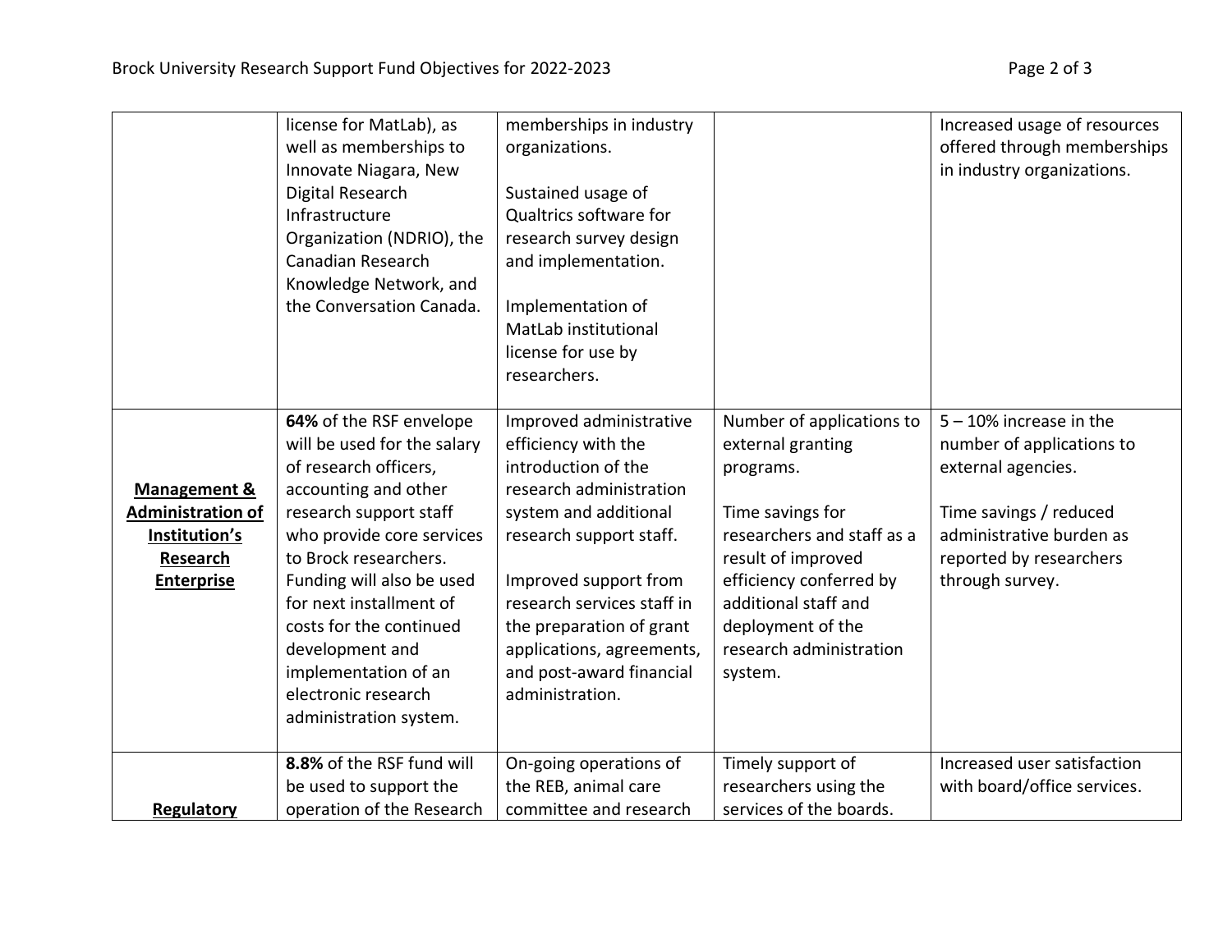| | | | | |
|---|---|---|---|---|
| | license for MatLab), as well as memberships to Innovate Niagara, New Digital Research Infrastructure Organization (NDRIO), the Canadian Research Knowledge Network, and the Conversation Canada. | memberships in industry organizations.<br><br>Sustained usage of Qualtrics software for research survey design and implementation.<br><br>Implementation of MatLab institutional license for use by researchers. | | Increased usage of resources offered through memberships in industry organizations. |
| **Management & Administration of Institution's Research Enterprise** | **64%** of the RSF envelope will be used for the salary of research officers, accounting and other research support staff who provide core services to Brock researchers. Funding will also be used for next installment of costs for the continued development and implementation of an electronic research administration system. | Improved administrative efficiency with the introduction of the research administration system and additional research support staff.<br><br>Improved support from research services staff in the preparation of grant applications, agreements, and post-award financial administration. | Number of applications to external granting programs.<br><br>Time savings for researchers and staff as a result of improved efficiency conferred by additional staff and deployment of the research administration system. | 5 – 10% increase in the number of applications to external agencies.<br><br>Time savings / reduced administrative burden as reported by researchers through survey. |
| **Regulatory** | **8.8%** of the RSF fund will be used to support the operation of the Research | On-going operations of the REB, animal care committee and research | Timely support of researchers using the services of the boards. | Increased user satisfaction with board/office services. |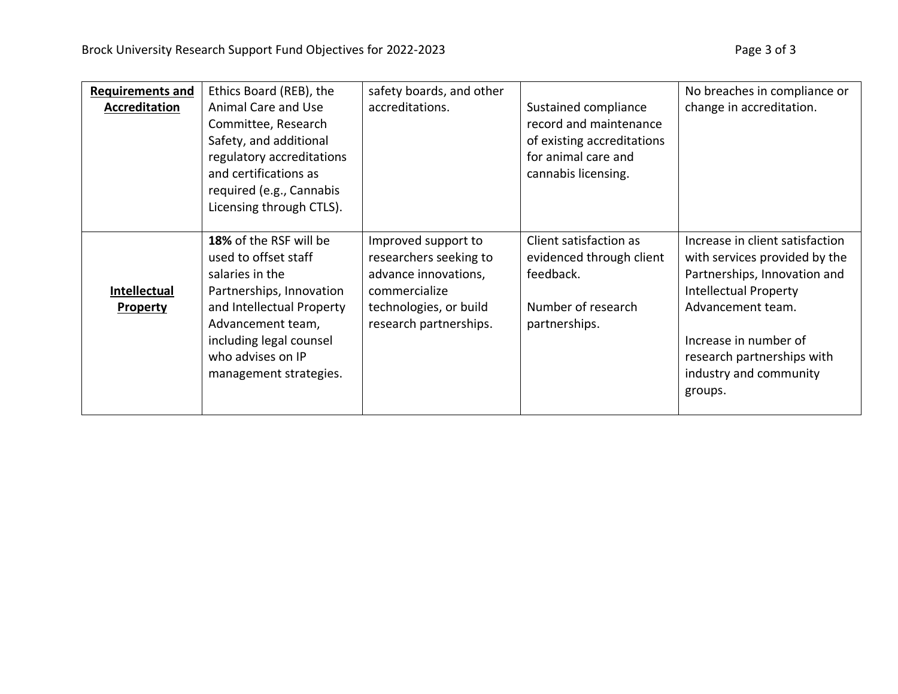| | | | | |
|---|---|---|---|---|
| **Requirements and Accreditation** | Ethics Board (REB), the Animal Care and Use Committee, Research Safety, and additional regulatory accreditations and certifications as required (e.g., Cannabis Licensing through CTLS). | safety boards, and other accreditations. | Sustained compliance record and maintenance of existing accreditations for animal care and cannabis licensing. | No breaches in compliance or change in accreditation. |
| **Intellectual Property** | **18%** of the RSF will be used to offset staff salaries in the Partnerships, Innovation and Intellectual Property Advancement team, including legal counsel who advises on IP management strategies. | Improved support to researchers seeking to advance innovations, commercialize technologies, or build research partnerships. | Client satisfaction as evidenced through client feedback.<br><br>Number of research partnerships. | Increase in client satisfaction with services provided by the Partnerships, Innovation and Intellectual Property Advancement team.<br><br>Increase in number of research partnerships with industry and community groups. |